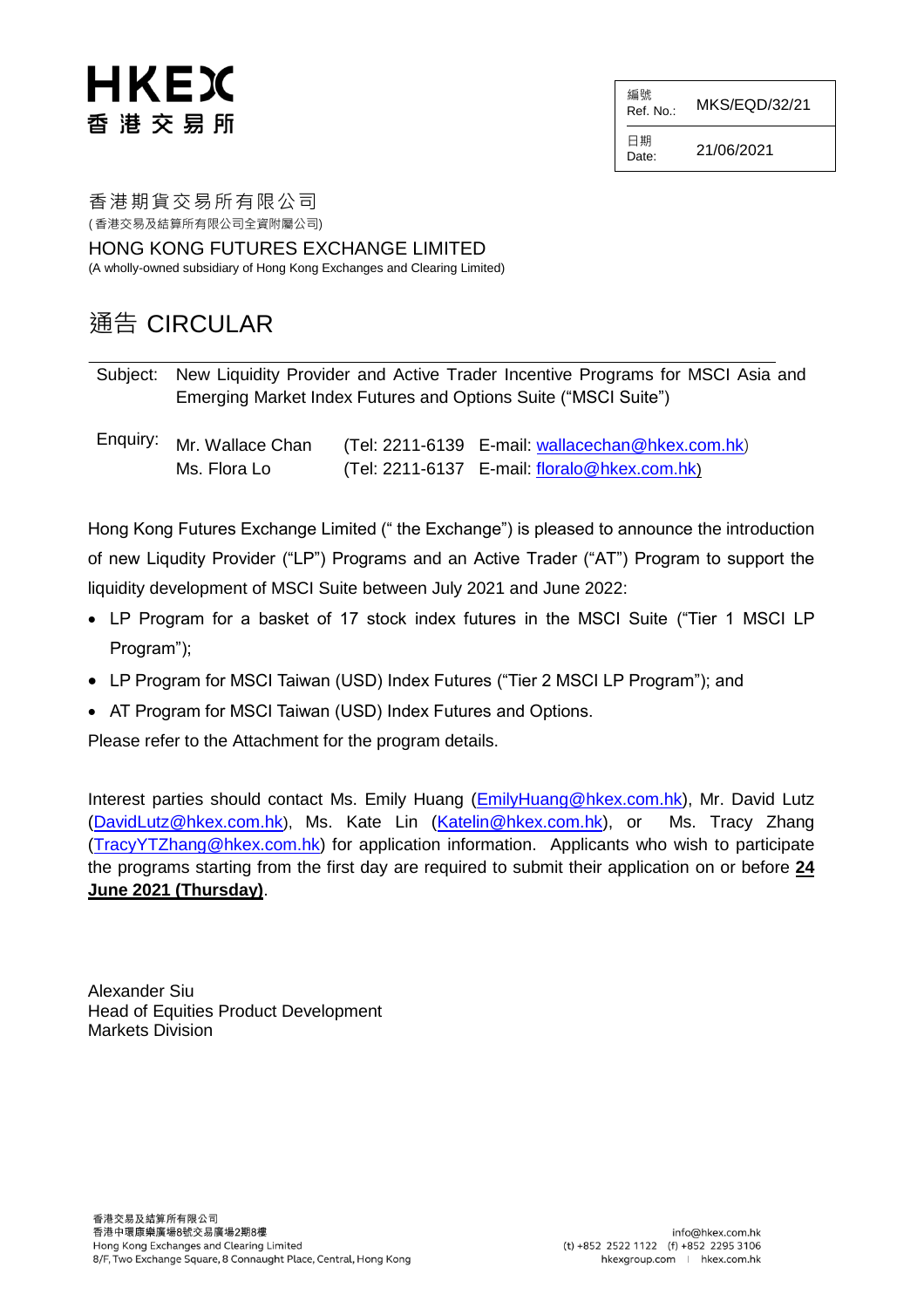HKEX
香港交易所

| 編號 Ref. No.: | MKS/EQD/32/21 |
|---|---|
| 日期 Date: | 21/06/2021 |

香港期貨交易所有限公司
(香港交易及結算所有限公司全資附屬公司)

HONG KONG FUTURES EXCHANGE LIMITED
(A wholly-owned subsidiary of Hong Kong Exchanges and Clearing Limited)

# 通告 CIRCULAR

Subject: New Liquidity Provider and Active Trader Incentive Programs for MSCI Asia and Emerging Market Index Futures and Options Suite ("MSCI Suite")

Enquiry:
Mr. Wallace Chan (Tel: 2211-6139 E-mail: wallacechan@hkex.com.hk)
Ms. Flora Lo (Tel: 2211-6137 E-mail: floralo@hkex.com.hk)

Hong Kong Futures Exchange Limited (" the Exchange") is pleased to announce the introduction of new Liqudity Provider ("LP") Programs and an Active Trader ("AT") Program to support the liquidity development of MSCI Suite between July 2021 and June 2022:

- LP Program for a basket of 17 stock index futures in the MSCI Suite ("Tier 1 MSCI LP Program");
- LP Program for MSCI Taiwan (USD) Index Futures ("Tier 2 MSCI LP Program"); and
- AT Program for MSCI Taiwan (USD) Index Futures and Options.

Please refer to the Attachment for the program details.

Interest parties should contact Ms. Emily Huang (EmilyHuang@hkex.com.hk), Mr. David Lutz (DavidLutz@hkex.com.hk), Ms. Kate Lin (Katelin@hkex.com.hk), or Ms. Tracy Zhang (TracyYTZhang@hkex.com.hk) for application information. Applicants who wish to participate the programs starting from the first day are required to submit their application on or before **24 June 2021 (Thursday)**.

Alexander Siu
Head of Equities Product Development
Markets Division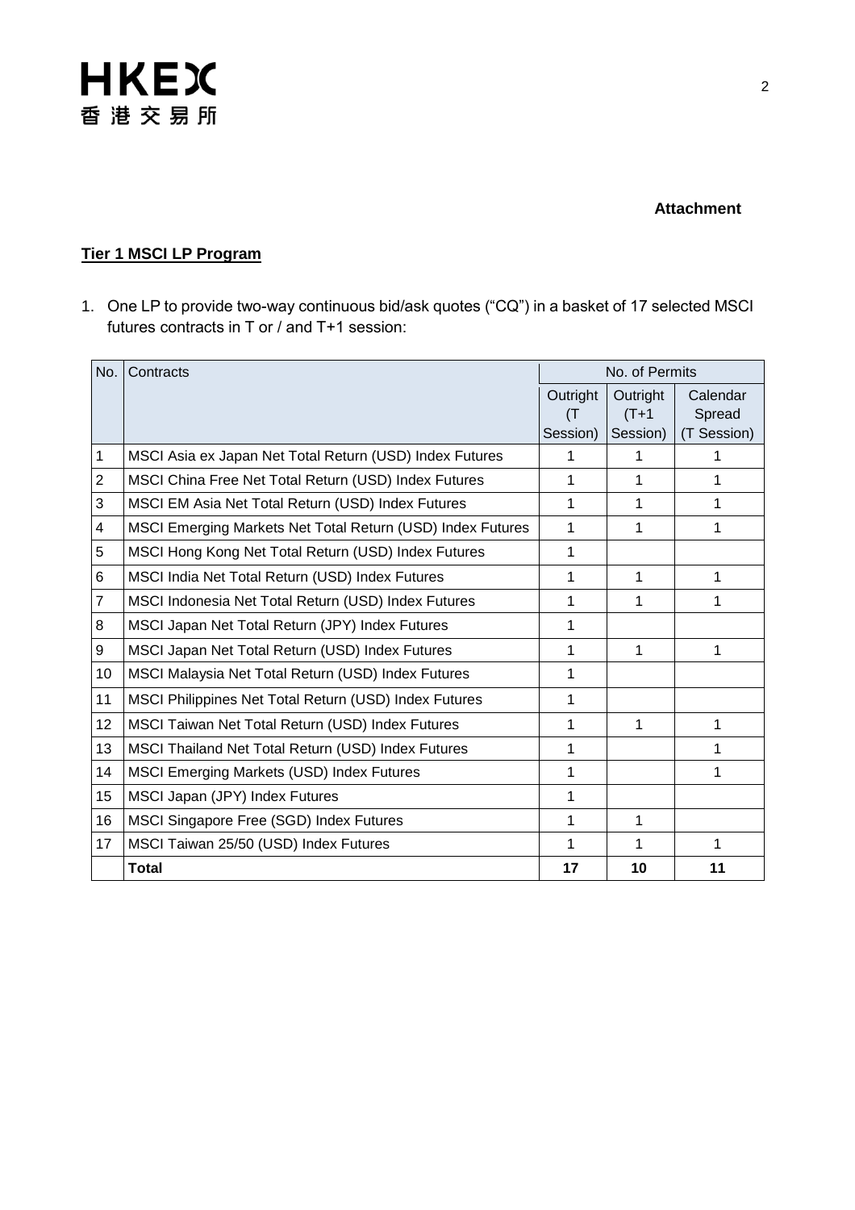**Attachment**

**<u>Tier 1 MSCI LP Program</u>**

1. One LP to provide two-way continuous bid/ask quotes ("CQ") in a basket of 17 selected MSCI futures contracts in T or / and T+1 session:

| No. | Contracts | No. of Permits | | |
|---|---|---|---|---|
| | | Outright (T Session) | Outright (T+1 Session) | Calendar Spread (T Session) |
| 1 | MSCI Asia ex Japan Net Total Return (USD) Index Futures | 1 | 1 | 1 |
| 2 | MSCI China Free Net Total Return (USD) Index Futures | 1 | 1 | 1 |
| 3 | MSCI EM Asia Net Total Return (USD) Index Futures | 1 | 1 | 1 |
| 4 | MSCI Emerging Markets Net Total Return (USD) Index Futures | 1 | 1 | 1 |
| 5 | MSCI Hong Kong Net Total Return (USD) Index Futures | 1 | | |
| 6 | MSCI India Net Total Return (USD) Index Futures | 1 | 1 | 1 |
| 7 | MSCI Indonesia Net Total Return (USD) Index Futures | 1 | 1 | 1 |
| 8 | MSCI Japan Net Total Return (JPY) Index Futures | 1 | | |
| 9 | MSCI Japan Net Total Return (USD) Index Futures | 1 | 1 | 1 |
| 10 | MSCI Malaysia Net Total Return (USD) Index Futures | 1 | | |
| 11 | MSCI Philippines Net Total Return (USD) Index Futures | 1 | | |
| 12 | MSCI Taiwan Net Total Return (USD) Index Futures | 1 | 1 | 1 |
| 13 | MSCI Thailand Net Total Return (USD) Index Futures | 1 | | 1 |
| 14 | MSCI Emerging Markets (USD) Index Futures | 1 | | 1 |
| 15 | MSCI Japan (JPY) Index Futures | 1 | | |
| 16 | MSCI Singapore Free (SGD) Index Futures | 1 | 1 | |
| 17 | MSCI Taiwan 25/50 (USD) Index Futures | 1 | 1 | 1 |
| | **Total** | **17** | **10** | **11** |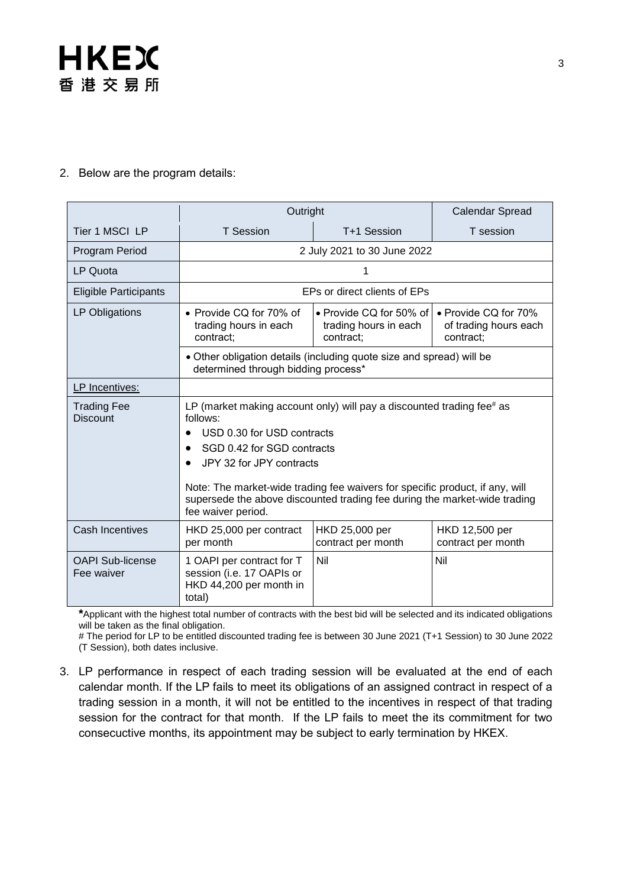2. Below are the program details:

| | Outright | | Calendar Spread |
|---|---|---|---|
| Tier 1 MSCI LP | T Session | T+1 Session | T session |
| Program Period | 2 July 2021 to 30 June 2022 | | |
| LP Quota | 1 | | |
| Eligible Participants | EPs or direct clients of EPs | | |
| LP Obligations | • Provide CQ for 70% of trading hours in each contract; | • Provide CQ for 50% of trading hours in each contract; | • Provide CQ for 70% of trading hours each contract; |
| | • Other obligation details (including quote size and spread) will be determined through bidding process* | | |
| <u>LP Incentives:</u> | | | |
| Trading Fee Discount | LP (market making account only) will pay a discounted trading fee# as follows: <br>• USD 0.30 for USD contracts <br>• SGD 0.42 for SGD contracts <br>• JPY 32 for JPY contracts <br><br>Note: The market-wide trading fee waivers for specific product, if any, will supersede the above discounted trading fee during the market-wide trading fee waiver period. | | |
| Cash Incentives | HKD 25,000 per contract per month | HKD 25,000 per contract per month | HKD 12,500 per contract per month |
| OAPI Sub-license Fee waiver | 1 OAPI per contract for T session (i.e. 17 OAPIs or HKD 44,200 per month in total) | Nil | Nil |

***** Applicant with the highest total number of contracts with the best bid will be selected and its indicated obligations will be taken as the final obligation.

# The period for LP to be entitled discounted trading fee is between 30 June 2021 (T+1 Session) to 30 June 2022 (T Session), both dates inclusive.

3. LP performance in respect of each trading session will be evaluated at the end of each calendar month. If the LP fails to meet its obligations of an assigned contract in respect of a trading session in a month, it will not be entitled to the incentives in respect of that trading session for the contract for that month. If the LP fails to meet the its commitment for two consecutive months, its appointment may be subject to early termination by HKEX.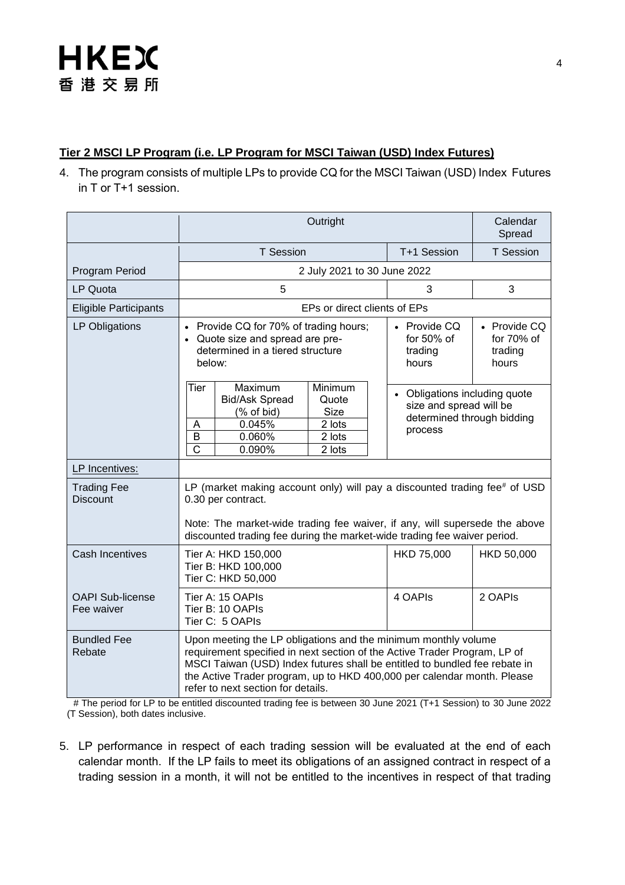**Tier 2 MSCI LP Program (i.e. LP Program for MSCI Taiwan (USD) Index Futures)**

4. The program consists of multiple LPs to provide CQ for the MSCI Taiwan (USD) Index Futures in T or T+1 session.

| | Outright | | Calendar Spread |
|---|---|---|---|
| | T Session | T+1 Session | T Session |
| Program Period | 2 July 2021 to 30 June 2022 | | |
| LP Quota | 5 | 3 | 3 |
| Eligible Participants | EPs or direct clients of EPs | | |
| LP Obligations | • Provide CQ for 70% of trading hours;<br>• Quote size and spread are pre-determined in a tiered structure below:<br><br>Tier / Maximum Bid/Ask Spread (% of bid) / Minimum Quote Size<br>A / 0.045% / 2 lots<br>B / 0.060% / 2 lots<br>C / 0.090% / 2 lots | • Provide CQ for 50% of trading hours<br><br>• Obligations including quote size and spread will be determined through bidding process | • Provide CQ for 70% of trading hours |
| LP Incentives: | | | |
| Trading Fee Discount | LP (market making account only) will pay a discounted trading fee# of USD 0.30 per contract.<br><br>Note: The market-wide trading fee waiver, if any, will supersede the above discounted trading fee during the market-wide trading fee waiver period. | | |
| Cash Incentives | Tier A: HKD 150,000<br>Tier B: HKD 100,000<br>Tier C: HKD 50,000 | HKD 75,000 | HKD 50,000 |
| OAPI Sub-license Fee waiver | Tier A: 15 OAPIs<br>Tier B: 10 OAPIs<br>Tier C: 5 OAPIs | 4 OAPIs | 2 OAPIs |
| Bundled Fee Rebate | Upon meeting the LP obligations and the minimum monthly volume requirement specified in next section of the Active Trader Program, LP of MSCI Taiwan (USD) Index futures shall be entitled to bundled fee rebate in the Active Trader program, up to HKD 400,000 per calendar month. Please refer to next section for details. | | |

# The period for LP to be entitled discounted trading fee is between 30 June 2021 (T+1 Session) to 30 June 2022 (T Session), both dates inclusive.

5. LP performance in respect of each trading session will be evaluated at the end of each calendar month. If the LP fails to meet its obligations of an assigned contract in respect of a trading session in a month, it will not be entitled to the incentives in respect of that trading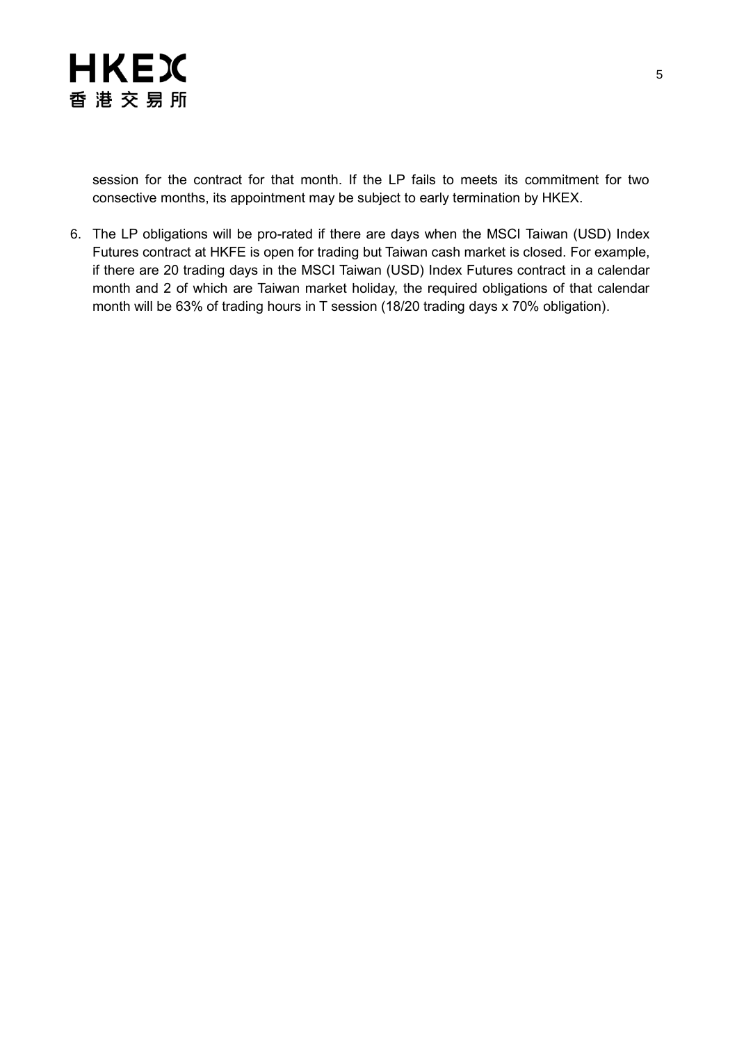session for the contract for that month. If the LP fails to meets its commitment for two consective months, its appointment may be subject to early termination by HKEX.

6. The LP obligations will be pro-rated if there are days when the MSCI Taiwan (USD) Index Futures contract at HKFE is open for trading but Taiwan cash market is closed. For example, if there are 20 trading days in the MSCI Taiwan (USD) Index Futures contract in a calendar month and 2 of which are Taiwan market holiday, the required obligations of that calendar month will be 63% of trading hours in T session (18/20 trading days x 70% obligation).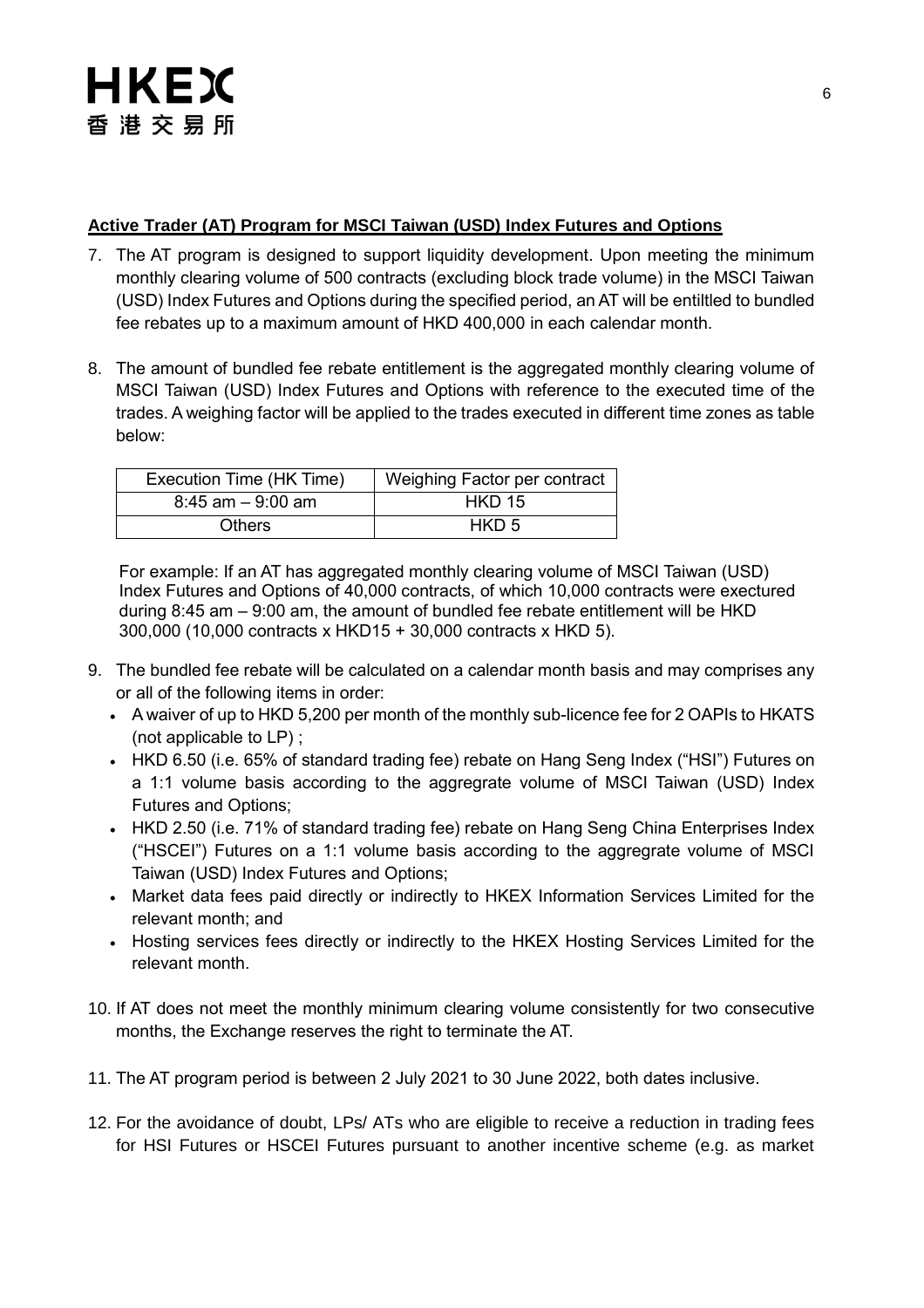**Active Trader (AT) Program for MSCI Taiwan (USD) Index Futures and Options**

7. The AT program is designed to support liquidity development. Upon meeting the minimum monthly clearing volume of 500 contracts (excluding block trade volume) in the MSCI Taiwan (USD) Index Futures and Options during the specified period, an AT will be entiltled to bundled fee rebates up to a maximum amount of HKD 400,000 in each calendar month.

8. The amount of bundled fee rebate entitlement is the aggregated monthly clearing volume of MSCI Taiwan (USD) Index Futures and Options with reference to the executed time of the trades. A weighing factor will be applied to the trades executed in different time zones as table below:

| Execution Time (HK Time) | Weighing Factor per contract |
|---|---|
| 8:45 am – 9:00 am | HKD 15 |
| Others | HKD 5 |

For example: If an AT has aggregated monthly clearing volume of MSCI Taiwan (USD) Index Futures and Options of 40,000 contracts, of which 10,000 contracts were exectured during 8:45 am – 9:00 am, the amount of bundled fee rebate entitlement will be HKD 300,000 (10,000 contracts x HKD15 + 30,000 contracts x HKD 5).

9. The bundled fee rebate will be calculated on a calendar month basis and may comprises any or all of the following items in order:
   - A waiver of up to HKD 5,200 per month of the monthly sub-licence fee for 2 OAPIs to HKATS (not applicable to LP) ;
   - HKD 6.50 (i.e. 65% of standard trading fee) rebate on Hang Seng Index ("HSI") Futures on a 1:1 volume basis according to the aggregrate volume of MSCI Taiwan (USD) Index Futures and Options;
   - HKD 2.50 (i.e. 71% of standard trading fee) rebate on Hang Seng China Enterprises Index ("HSCEI") Futures on a 1:1 volume basis according to the aggregrate volume of MSCI Taiwan (USD) Index Futures and Options;
   - Market data fees paid directly or indirectly to HKEX Information Services Limited for the relevant month; and
   - Hosting services fees directly or indirectly to the HKEX Hosting Services Limited for the relevant month.

10. If AT does not meet the monthly minimum clearing volume consistently for two consecutive months, the Exchange reserves the right to terminate the AT.

11. The AT program period is between 2 July 2021 to 30 June 2022, both dates inclusive.

12. For the avoidance of doubt, LPs/ ATs who are eligible to receive a reduction in trading fees for HSI Futures or HSCEI Futures pursuant to another incentive scheme (e.g. as market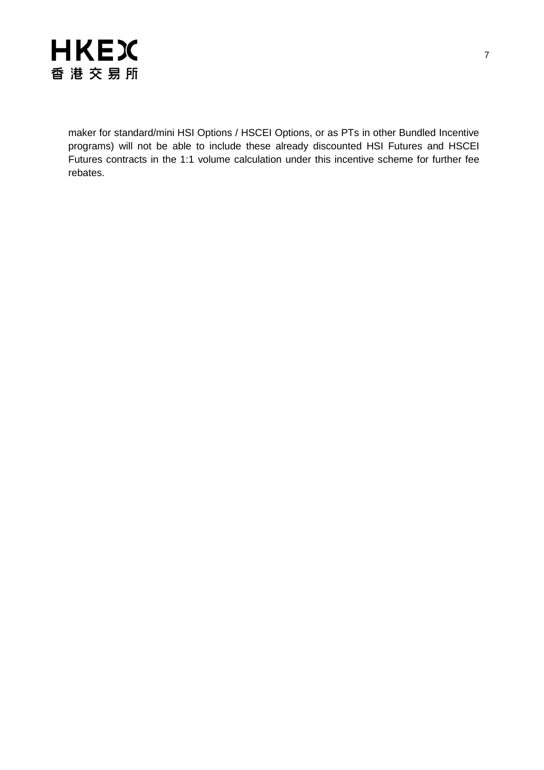maker for standard/mini HSI Options / HSCEI Options, or as PTs in other Bundled Incentive programs) will not be able to include these already discounted HSI Futures and HSCEI Futures contracts in the 1:1 volume calculation under this incentive scheme for further fee rebates.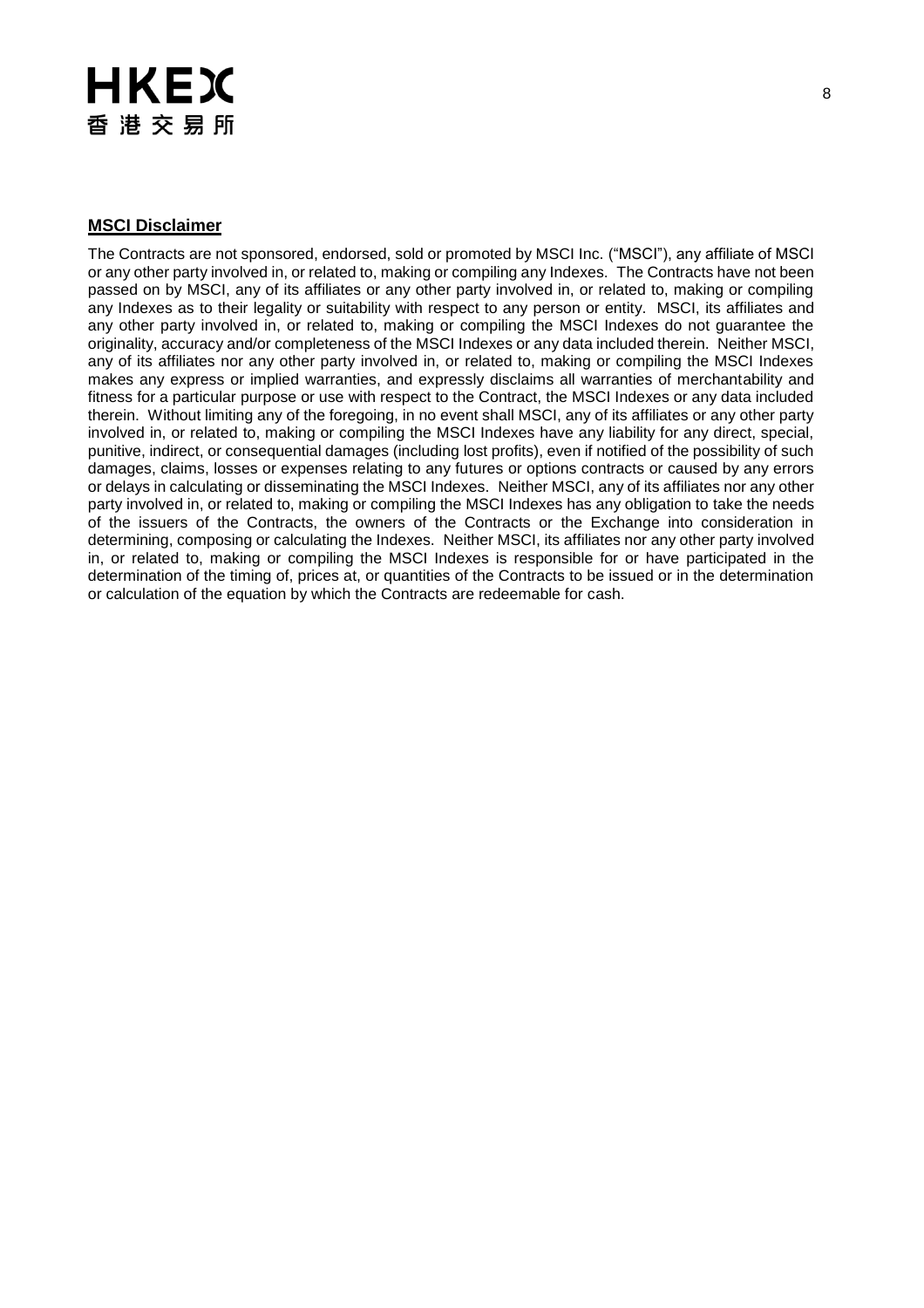## MSCI Disclaimer

The Contracts are not sponsored, endorsed, sold or promoted by MSCI Inc. ("MSCI"), any affiliate of MSCI or any other party involved in, or related to, making or compiling any Indexes. The Contracts have not been passed on by MSCI, any of its affiliates or any other party involved in, or related to, making or compiling any Indexes as to their legality or suitability with respect to any person or entity. MSCI, its affiliates and any other party involved in, or related to, making or compiling the MSCI Indexes do not guarantee the originality, accuracy and/or completeness of the MSCI Indexes or any data included therein. Neither MSCI, any of its affiliates nor any other party involved in, or related to, making or compiling the MSCI Indexes makes any express or implied warranties, and expressly disclaims all warranties of merchantability and fitness for a particular purpose or use with respect to the Contract, the MSCI Indexes or any data included therein. Without limiting any of the foregoing, in no event shall MSCI, any of its affiliates or any other party involved in, or related to, making or compiling the MSCI Indexes have any liability for any direct, special, punitive, indirect, or consequential damages (including lost profits), even if notified of the possibility of such damages, claims, losses or expenses relating to any futures or options contracts or caused by any errors or delays in calculating or disseminating the MSCI Indexes. Neither MSCI, any of its affiliates nor any other party involved in, or related to, making or compiling the MSCI Indexes has any obligation to take the needs of the issuers of the Contracts, the owners of the Contracts or the Exchange into consideration in determining, composing or calculating the Indexes. Neither MSCI, its affiliates nor any other party involved in, or related to, making or compiling the MSCI Indexes is responsible for or have participated in the determination of the timing of, prices at, or quantities of the Contracts to be issued or in the determination or calculation of the equation by which the Contracts are redeemable for cash.